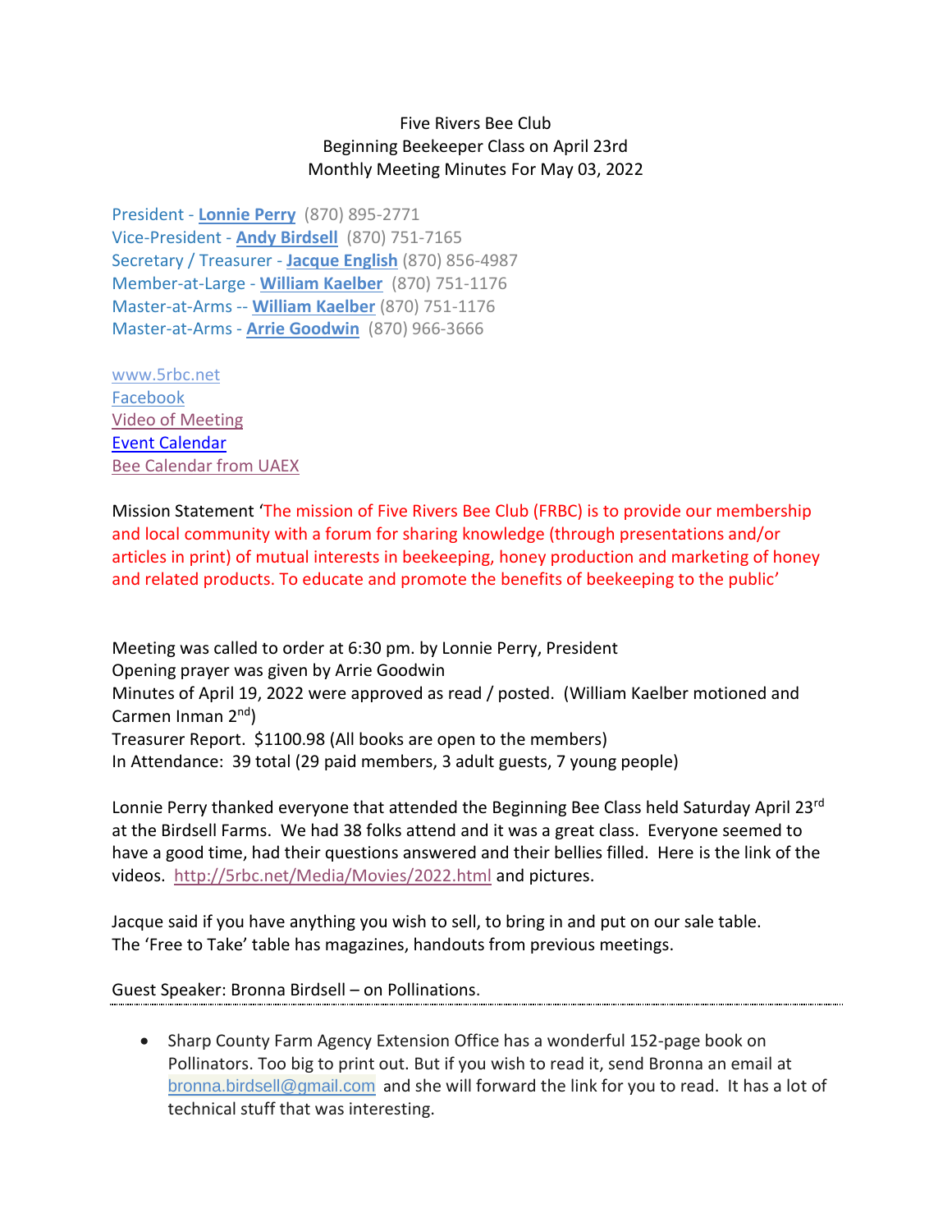Five Rivers Bee Club
Beginning Beekeeper Class on April 23rd
Monthly Meeting Minutes For May 03, 2022

President - **Lonnie Perry** (870) 895-2771
Vice-President - **Andy Birdsell** (870) 751-7165
Secretary / Treasurer - **Jacque English** (870) 856-4987
Member-at-Large - **William Kaelber** (870) 751-1176
Master-at-Arms -- **William Kaelber** (870) 751-1176
Master-at-Arms - **Arrie Goodwin** (870) 966-3666

www.5rbc.net
Facebook
Video of Meeting
Event Calendar
Bee Calendar from UAEX

Mission Statement 'The mission of Five Rivers Bee Club (FRBC) is to provide our membership and local community with a forum for sharing knowledge (through presentations and/or articles in print) of mutual interests in beekeeping, honey production and marketing of honey and related products. To educate and promote the benefits of beekeeping to the public'

Meeting was called to order at 6:30 pm. by Lonnie Perry, President
Opening prayer was given by Arrie Goodwin
Minutes of April 19, 2022 were approved as read / posted. (William Kaelber motioned and Carmen Inman 2nd)
Treasurer Report. $1100.98 (All books are open to the members)
In Attendance: 39 total (29 paid members, 3 adult guests, 7 young people)

Lonnie Perry thanked everyone that attended the Beginning Bee Class held Saturday April 23rd at the Birdsell Farms. We had 38 folks attend and it was a great class. Everyone seemed to have a good time, had their questions answered and their bellies filled. Here is the link of the videos. http://5rbc.net/Media/Movies/2022.html and pictures.

Jacque said if you have anything you wish to sell, to bring in and put on our sale table.
The 'Free to Take' table has magazines, handouts from previous meetings.

Guest Speaker: Bronna Birdsell – on Pollinations.

---

- Sharp County Farm Agency Extension Office has a wonderful 152-page book on Pollinators. Too big to print out. But if you wish to read it, send Bronna an email at bronna.birdsell@gmail.com and she will forward the link for you to read. It has a lot of technical stuff that was interesting.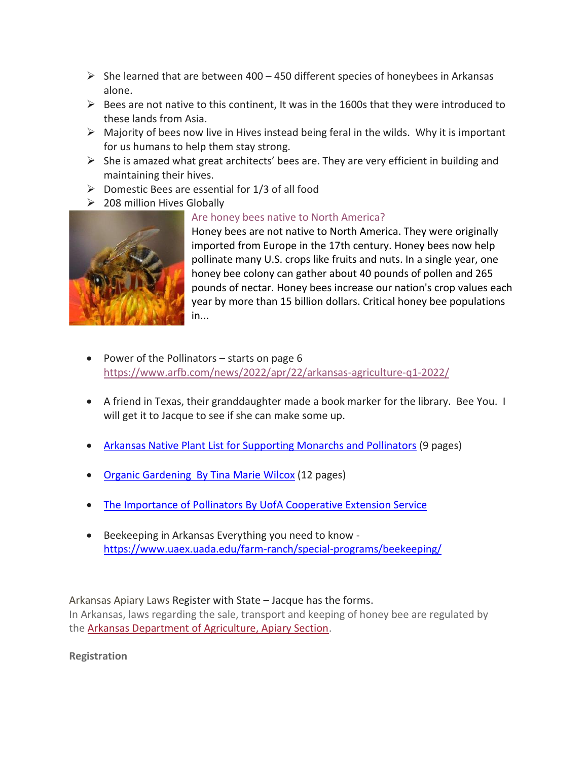- She learned that are between 400 – 450 different species of honeybees in Arkansas alone.
- Bees are not native to this continent, It was in the 1600s that they were introduced to these lands from Asia.
- Majority of bees now live in Hives instead being feral in the wilds. Why it is important for us humans to help them stay strong.
- She is amazed what great architects' bees are. They are very efficient in building and maintaining their hives.
- Domestic Bees are essential for 1/3 of all food
- 208 million Hives Globally

Are honey bees native to North America?

Honey bees are not native to North America. They were originally imported from Europe in the 17th century. Honey bees now help pollinate many U.S. crops like fruits and nuts. In a single year, one honey bee colony can gather about 40 pounds of pollen and 265 pounds of nectar. Honey bees increase our nation's crop values each year by more than 15 billion dollars. Critical honey bee populations in...

- Power of the Pollinators – starts on page 6 https://www.arfb.com/news/2022/apr/22/arkansas-agriculture-q1-2022/

- A friend in Texas, their granddaughter made a book marker for the library. Bee You. I will get it to Jacque to see if she can make some up.

- Arkansas Native Plant List for Supporting Monarchs and Pollinators (9 pages)

- Organic Gardening By Tina Marie Wilcox (12 pages)

- The Importance of Pollinators By UofA Cooperative Extension Service

- Beekeeping in Arkansas Everything you need to know - https://www.uaex.uada.edu/farm-ranch/special-programs/beekeeping/

Arkansas Apiary Laws Register with State – Jacque has the forms.

In Arkansas, laws regarding the sale, transport and keeping of honey bee are regulated by the Arkansas Department of Agriculture, Apiary Section.

**Registration**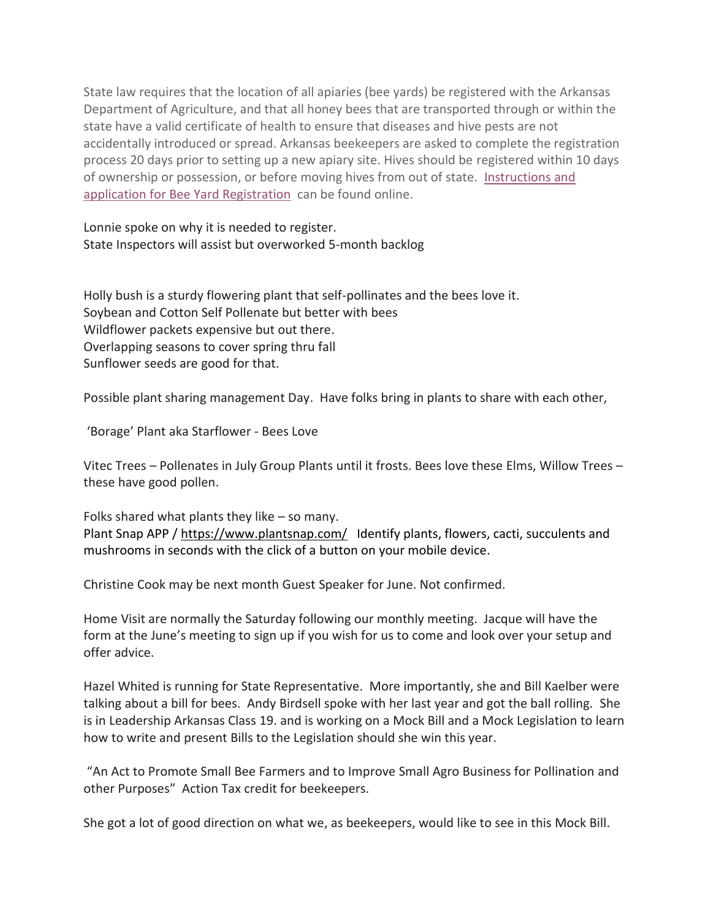State law requires that the location of all apiaries (bee yards) be registered with the Arkansas Department of Agriculture, and that all honey bees that are transported through or within the state have a valid certificate of health to ensure that diseases and hive pests are not accidentally introduced or spread. Arkansas beekeepers are asked to complete the registration process 20 days prior to setting up a new apiary site. Hives should be registered within 10 days of ownership or possession, or before moving hives from out of state. Instructions and application for Bee Yard Registration can be found online.

Lonnie spoke on why it is needed to register.
State Inspectors will assist but overworked 5-month backlog

Holly bush is a sturdy flowering plant that self-pollinates and the bees love it.
Soybean and Cotton Self Pollenate but better with bees
Wildflower packets expensive but out there.
Overlapping seasons to cover spring thru fall
Sunflower seeds are good for that.

Possible plant sharing management Day. Have folks bring in plants to share with each other,

'Borage' Plant aka Starflower - Bees Love

Vitec Trees – Pollenates in July Group Plants until it frosts. Bees love these Elms, Willow Trees – these have good pollen.

Folks shared what plants they like – so many.
Plant Snap APP / https://www.plantsnap.com/ Identify plants, flowers, cacti, succulents and mushrooms in seconds with the click of a button on your mobile device.

Christine Cook may be next month Guest Speaker for June. Not confirmed.

Home Visit are normally the Saturday following our monthly meeting. Jacque will have the form at the June's meeting to sign up if you wish for us to come and look over your setup and offer advice.

Hazel Whited is running for State Representative. More importantly, she and Bill Kaelber were talking about a bill for bees. Andy Birdsell spoke with her last year and got the ball rolling. She is in Leadership Arkansas Class 19. and is working on a Mock Bill and a Mock Legislation to learn how to write and present Bills to the Legislation should she win this year.

"An Act to Promote Small Bee Farmers and to Improve Small Agro Business for Pollination and other Purposes" Action Tax credit for beekeepers.

She got a lot of good direction on what we, as beekeepers, would like to see in this Mock Bill.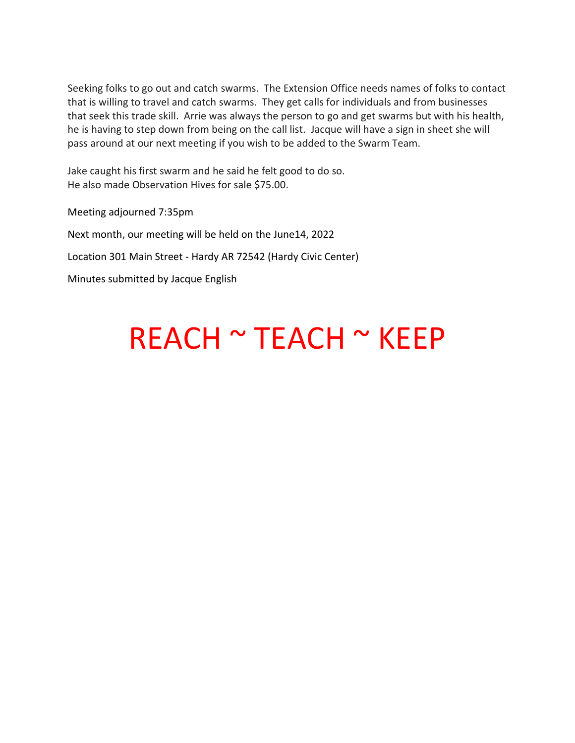Seeking folks to go out and catch swarms. The Extension Office needs names of folks to contact that is willing to travel and catch swarms. They get calls for individuals and from businesses that seek this trade skill. Arrie was always the person to go and get swarms but with his health, he is having to step down from being on the call list. Jacque will have a sign in sheet she will pass around at our next meeting if you wish to be added to the Swarm Team.

Jake caught his first swarm and he said he felt good to do so.
He also made Observation Hives for sale $75.00.

Meeting adjourned 7:35pm

Next month, our meeting will be held on the June14, 2022

Location 301 Main Street - Hardy AR 72542 (Hardy Civic Center)

Minutes submitted by Jacque English

# REACH ~ TEACH ~ KEEP